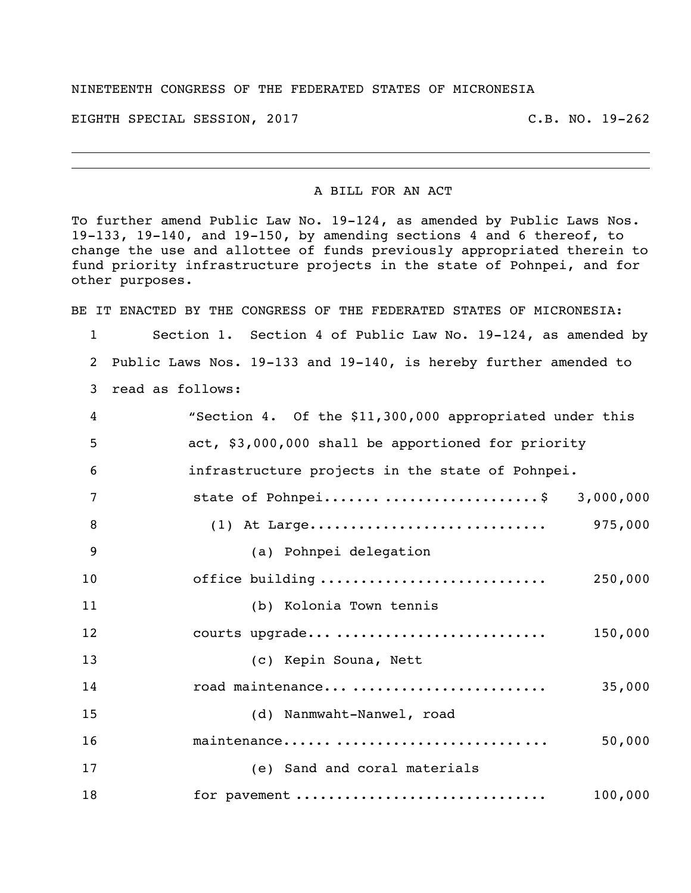NINETEENTH CONGRESS OF THE FEDERATED STATES OF MICRONESIA

EIGHTH SPECIAL SESSION, 2017 C.B. NO. 19-262

---

A BILL FOR AN ACT

To further amend Public Law No. 19-124, as amended by Public Laws Nos. 19-133, 19-140, and 19-150, by amending sections 4 and 6 thereof, to change the use and allottee of funds previously appropriated therein to fund priority infrastructure projects in the state of Pohnpei, and for other purposes.

BE IT ENACTED BY THE CONGRESS OF THE FEDERATED STATES OF MICRONESIA:

1 Section 1. Section 4 of Public Law No. 19-124, as amended by
2 Public Laws Nos. 19-133 and 19-140, is hereby further amended to
3 read as follows:

4 "Section 4. Of the $11,300,000 appropriated under this
5 act, $3,000,000 shall be apportioned for priority
6 infrastructure projects in the state of Pohnpei.

7 state of Pohnpei.................................$ 3,000,000
8 (1) At Large............................ 975,000
9 (a) Pohnpei delegation
10 office building ........................... 250,000
11 (b) Kolonia Town tennis
12 courts upgrade... ......................... 150,000
13 (c) Kepin Souna, Nett
14 road maintenance... ....................... 35,000
15 (d) Nanmwaht-Nanwel, road
16 maintenance..... ......................... 50,000
17 (e) Sand and coral materials
18 for pavement ............................. 100,000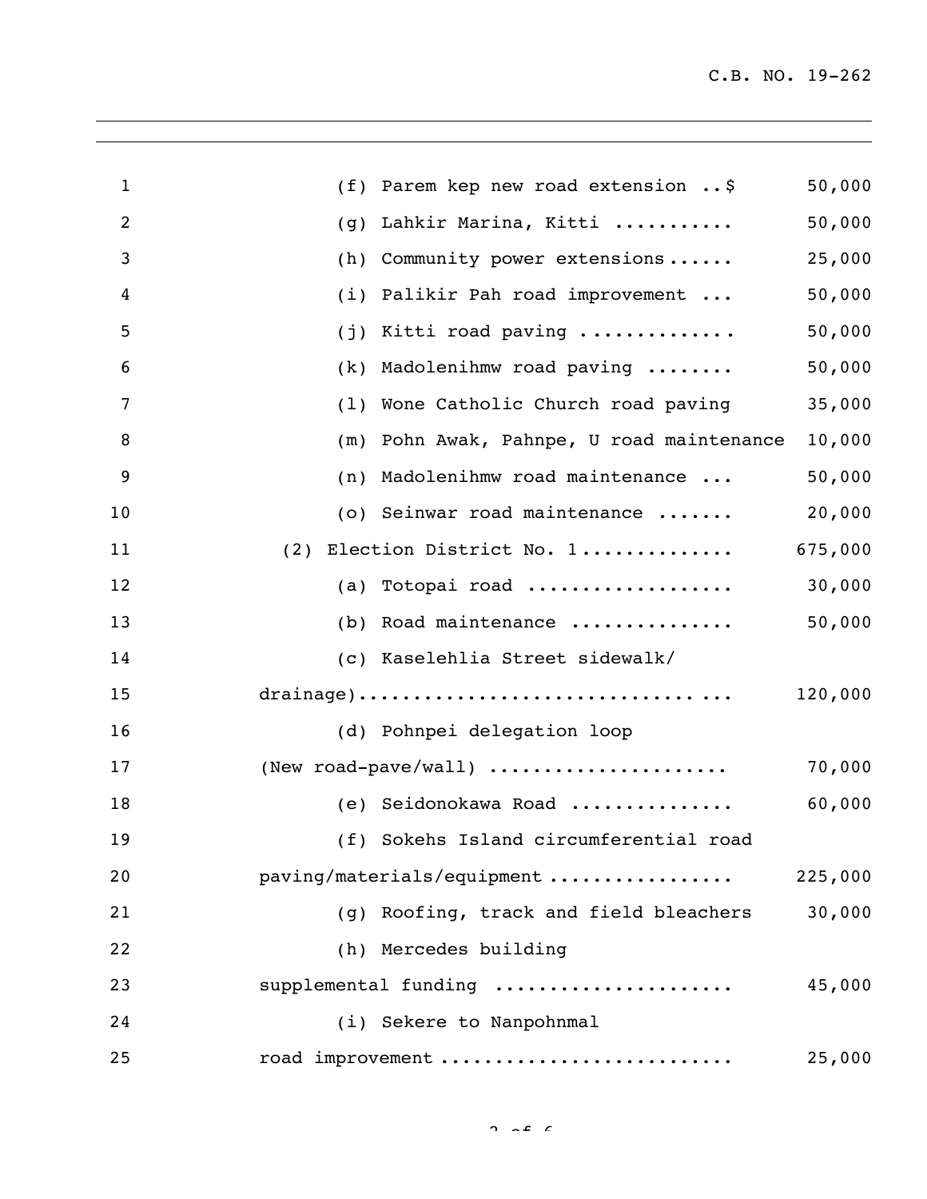(f) Parem kep new road extension ..$ 50,000

(g) Lahkir Marina, Kitti .......... 50,000

(h) Community power extensions ...... 25,000

(i) Palikir Pah road improvement ... 50,000

(j) Kitti road paving ............. 50,000

(k) Madolenihmw road paving ........ 50,000

(l) Wone Catholic Church road paving 35,000

(m) Pohn Awak, Pahnpe, U road maintenance 10,000

(n) Madolenihmw road maintenance ... 50,000

(o) Seinwar road maintenance ....... 20,000

(2) Election District No. 1............. 675,000

(a) Totopai road .................. 30,000

(b) Road maintenance ............... 50,000

(c) Kaselehlia Street sidewalk/ drainage)................................ ... 120,000

(d) Pohnpei delegation loop (New road-pave/wall) ..................... 70,000

(e) Seidonokawa Road ............... 60,000

(f) Sokehs Island circumferential road paving/materials/equipment ................ 225,000

(g) Roofing, track and field bleachers 30,000

(h) Mercedes building supplemental funding ..................... 45,000

(i) Sekere to Nanpohnmal road improvement ......................... 25,000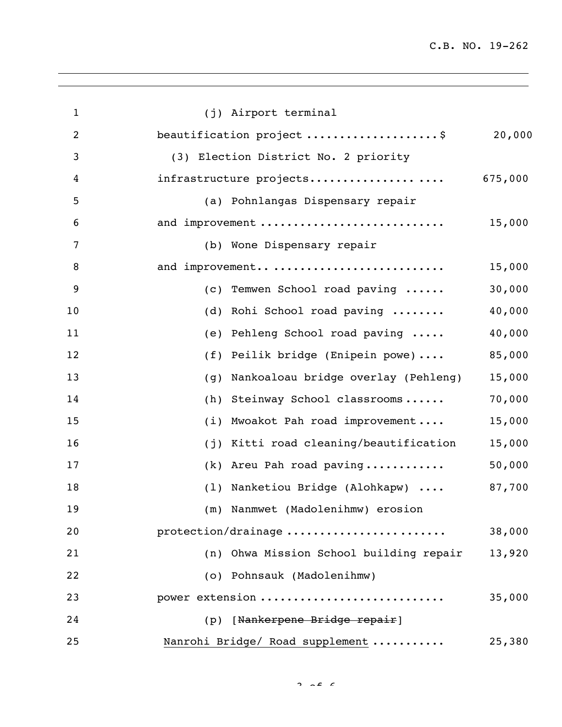(j) Airport terminal beautification project ....................$ 20,000

(3) Election District No. 2 priority infrastructure projects....................... 675,000

(a) Pohnlangas Dispensary repair and improvement ........................... 15,000

(b) Wone Dispensary repair and improvement.. ......................... 15,000

(c) Temwen School road paving ...... 30,000

(d) Rohi School road paving ........ 40,000

(e) Pehleng School road paving ..... 40,000

(f) Peilik bridge (Enipein powe).... 85,000

(g) Nankoaloau bridge overlay (Pehleng) 15,000

(h) Steinway School classrooms...... 70,000

(i) Mwoakot Pah road improvement.... 15,000

(j) Kitti road cleaning/beautification 15,000

(k) Areu Pah road paving........... 50,000

(l) Nanketiou Bridge (Alohkapw) .... 87,700

(m) Nanmwet (Madolenihmw) erosion protection/drainage ...................... 38,000

(n) Ohwa Mission School building repair 13,920

(o) Pohnsauk (Madolenihmw) power extension .......................... 35,000

(p) [~~Nankerpene Bridge repair~~] Nanrohi Bridge/ Road supplement .......... 25,380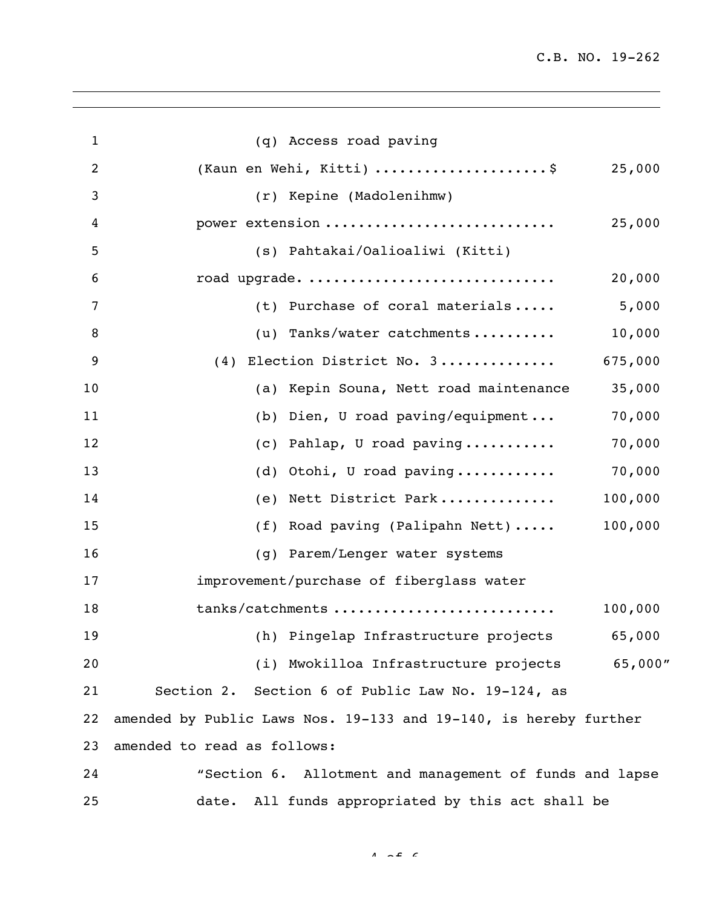(q) Access road paving (Kaun en Wehi, Kitti) .....................$ 25,000

(r) Kepine (Madolenihmw) power extension ........................... 25,000

(s) Pahtakai/Oalioaliwi (Kitti) road upgrade. ............................ 20,000

(t) Purchase of coral materials..... 5,000

(u) Tanks/water catchments.......... 10,000

(4) Election District No. 3.............. 675,000

(a) Kepin Souna, Nett road maintenance 35,000

(b) Dien, U road paving/equipment... 70,000

(c) Pahlap, U road paving........... 70,000

(d) Otohi, U road paving............ 70,000

(e) Nett District Park.............. 100,000

(f) Road paving (Palipahn Nett)..... 100,000

(g) Parem/Lenger water systems improvement/purchase of fiberglass water tanks/catchments .......................... 100,000

(h) Pingelap Infrastructure projects 65,000

(i) Mwokilloa Infrastructure projects 65,000"

Section 2. Section 6 of Public Law No. 19-124, as amended by Public Laws Nos. 19-133 and 19-140, is hereby further amended to read as follows:

"Section 6. Allotment and management of funds and lapse date. All funds appropriated by this act shall be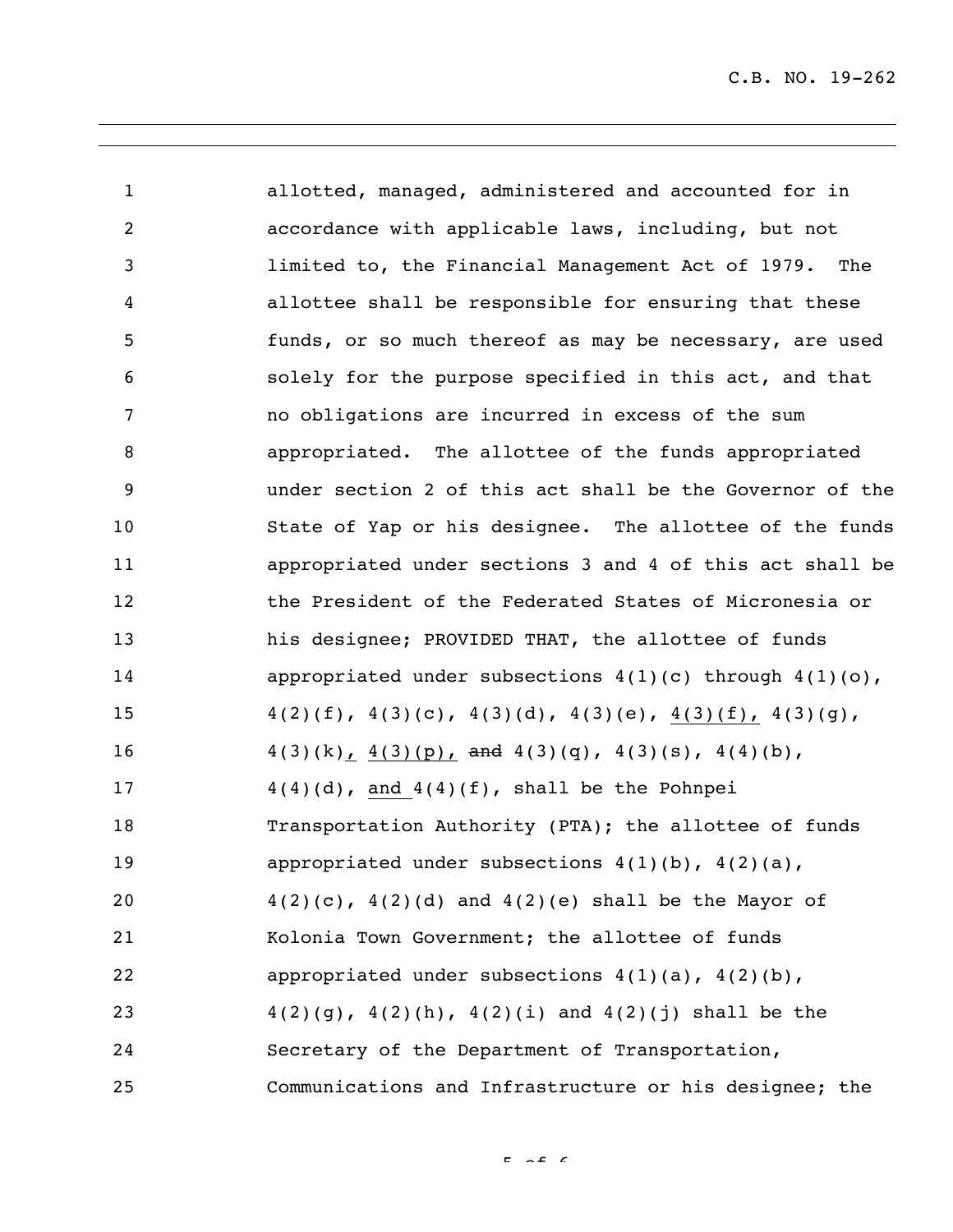allotted, managed, administered and accounted for in accordance with applicable laws, including, but not limited to, the Financial Management Act of 1979. The allottee shall be responsible for ensuring that these funds, or so much thereof as may be necessary, are used solely for the purpose specified in this act, and that no obligations are incurred in excess of the sum appropriated. The allottee of the funds appropriated under section 2 of this act shall be the Governor of the State of Yap or his designee. The allottee of the funds appropriated under sections 3 and 4 of this act shall be the President of the Federated States of Micronesia or his designee; PROVIDED THAT, the allottee of funds appropriated under subsections 4(1)(c) through 4(1)(o), 4(2)(f), 4(3)(c), 4(3)(d), 4(3)(e), <u>4(3)(f),</u> 4(3)(g), 4(3)(k)<u>,</u> <u>4(3)(p),</u> ~~and~~ 4(3)(q), 4(3)(s), 4(4)(b), 4(4)(d), <u>and</u> 4(4)(f), shall be the Pohnpei Transportation Authority (PTA); the allottee of funds appropriated under subsections 4(1)(b), 4(2)(a), 4(2)(c), 4(2)(d) and 4(2)(e) shall be the Mayor of Kolonia Town Government; the allottee of funds appropriated under subsections 4(1)(a), 4(2)(b), 4(2)(g), 4(2)(h), 4(2)(i) and 4(2)(j) shall be the Secretary of the Department of Transportation, Communications and Infrastructure or his designee; the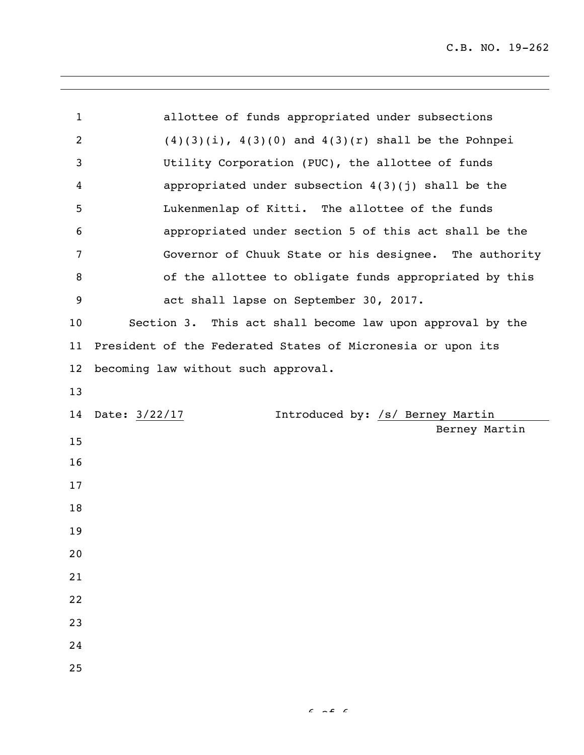allottee of funds appropriated under subsections (4)(3)(i), 4(3)(0) and 4(3)(r) shall be the Pohnpei Utility Corporation (PUC), the allottee of funds appropriated under subsection 4(3)(j) shall be the Lukenmenlap of Kitti. The allottee of the funds appropriated under section 5 of this act shall be the Governor of Chuuk State or his designee. The authority of the allottee to obligate funds appropriated by this act shall lapse on September 30, 2017.

Section 3. This act shall become law upon approval by the President of the Federated States of Micronesia or upon its becoming law without such approval.

Date: 3/22/17

Introduced by: /s/ Berney Martin
Berney Martin